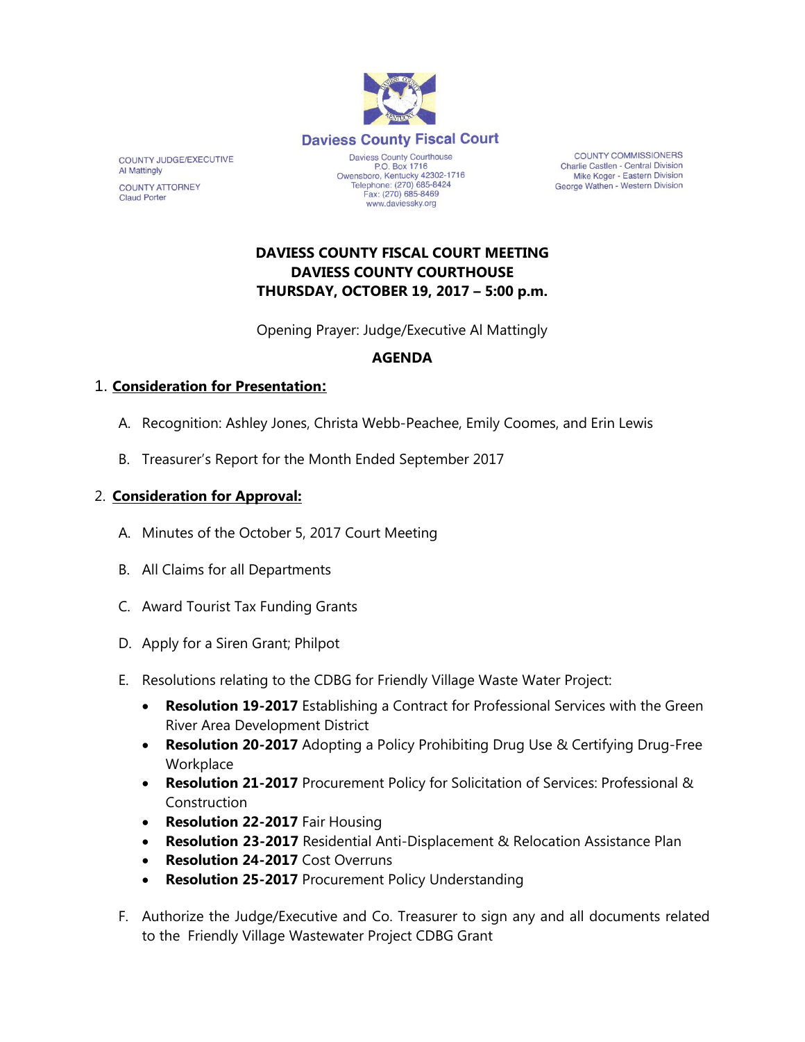**Daviess County Fiscal Court**

COUNTY JUDGE/EXECUTIVE
Al Mattingly

COUNTY ATTORNEY
Claud Porter

Daviess County Courthouse
P.O. Box 1716
Owensboro, Kentucky 42302-1716
Telephone: (270) 685-8424
Fax: (270) 685-8469
www.daviessky.org

COUNTY COMMISSIONERS
Charlie Castlen - Central Division
Mike Koger - Eastern Division
George Wathen - Western Division

**DAVIESS COUNTY FISCAL COURT MEETING**
**DAVIESS COUNTY COURTHOUSE**
**THURSDAY, OCTOBER 19, 2017 – 5:00 p.m.**

Opening Prayer: Judge/Executive Al Mattingly

**AGENDA**

1. **Consideration for Presentation:**

   A. Recognition: Ashley Jones, Christa Webb-Peachee, Emily Coomes, and Erin Lewis

   B. Treasurer's Report for the Month Ended September 2017

2. **Consideration for Approval:**

   A. Minutes of the October 5, 2017 Court Meeting

   B. All Claims for all Departments

   C. Award Tourist Tax Funding Grants

   D. Apply for a Siren Grant; Philpot

   E. Resolutions relating to the CDBG for Friendly Village Waste Water Project:
   - **Resolution 19-2017** Establishing a Contract for Professional Services with the Green River Area Development District
   - **Resolution 20-2017** Adopting a Policy Prohibiting Drug Use & Certifying Drug-Free Workplace
   - **Resolution 21-2017** Procurement Policy for Solicitation of Services: Professional & Construction
   - **Resolution 22-2017** Fair Housing
   - **Resolution 23-2017** Residential Anti-Displacement & Relocation Assistance Plan
   - **Resolution 24-2017** Cost Overruns
   - **Resolution 25-2017** Procurement Policy Understanding

   F. Authorize the Judge/Executive and Co. Treasurer to sign any and all documents related to the Friendly Village Wastewater Project CDBG Grant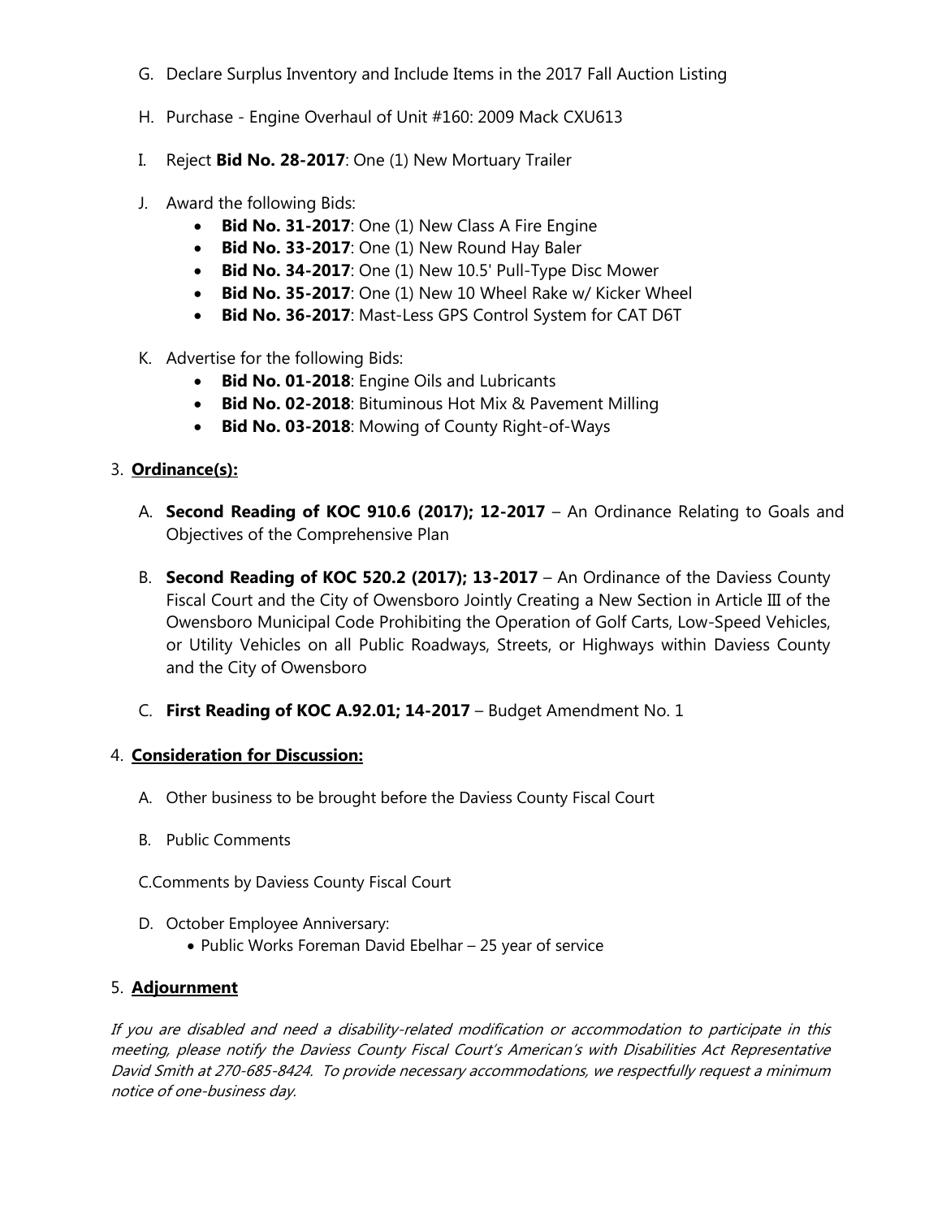G. Declare Surplus Inventory and Include Items in the 2017 Fall Auction Listing

H. Purchase - Engine Overhaul of Unit #160: 2009 Mack CXU613

I. Reject **Bid No. 28-2017**: One (1) New Mortuary Trailer

J. Award the following Bids:
   - **Bid No. 31-2017**: One (1) New Class A Fire Engine
   - **Bid No. 33-2017**: One (1) New Round Hay Baler
   - **Bid No. 34-2017**: One (1) New 10.5' Pull-Type Disc Mower
   - **Bid No. 35-2017**: One (1) New 10 Wheel Rake w/ Kicker Wheel
   - **Bid No. 36-2017**: Mast-Less GPS Control System for CAT D6T

K. Advertise for the following Bids:
   - **Bid No. 01-2018**: Engine Oils and Lubricants
   - **Bid No. 02-2018**: Bituminous Hot Mix & Pavement Milling
   - **Bid No. 03-2018**: Mowing of County Right-of-Ways

3. **<u>Ordinance(s):</u>**

   A. **Second Reading of KOC 910.6 (2017); 12-2017** – An Ordinance Relating to Goals and Objectives of the Comprehensive Plan

   B. **Second Reading of KOC 520.2 (2017); 13-2017** – An Ordinance of the Daviess County Fiscal Court and the City of Owensboro Jointly Creating a New Section in Article III of the Owensboro Municipal Code Prohibiting the Operation of Golf Carts, Low-Speed Vehicles, or Utility Vehicles on all Public Roadways, Streets, or Highways within Daviess County and the City of Owensboro

   C. **First Reading of KOC A.92.01; 14-2017** – Budget Amendment No. 1

4. **<u>Consideration for Discussion:</u>**

   A. Other business to be brought before the Daviess County Fiscal Court

   B. Public Comments

   C.Comments by Daviess County Fiscal Court

   D. October Employee Anniversary:
      - Public Works Foreman David Ebelhar – 25 year of service

5. **<u>Adjournment</u>**

*If you are disabled and need a disability-related modification or accommodation to participate in this meeting, please notify the Daviess County Fiscal Court's American's with Disabilities Act Representative David Smith at 270-685-8424. To provide necessary accommodations, we respectfully request a minimum notice of one-business day.*